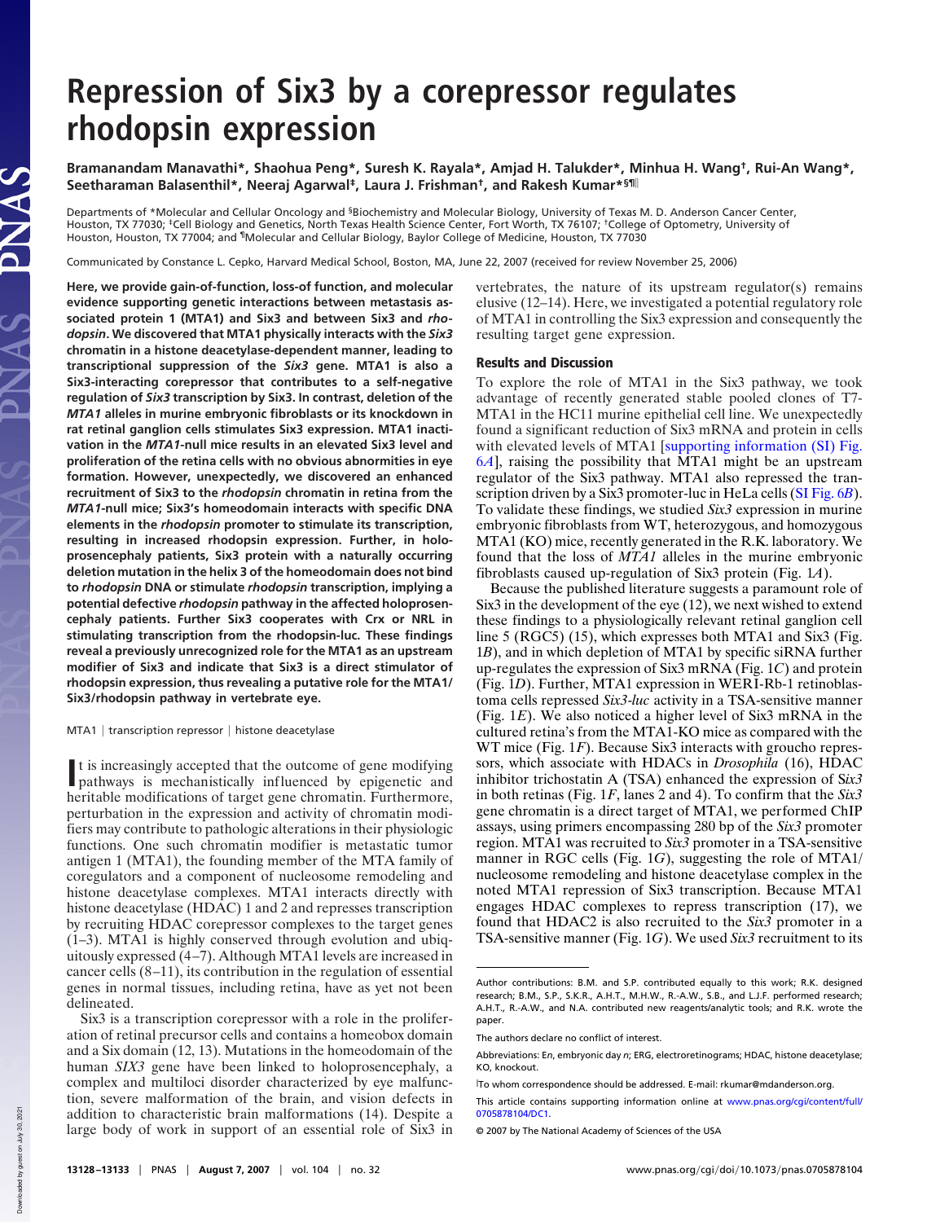# Repression of Six3 by a corepressor regulates rhodopsin expression

Bramanandam Manavathi*, Shaohua Peng*, Suresh K. Rayala*, Amjad H. Talukder*, Minhua H. Wang†, Rui-An Wang*, Seetharaman Balasenthil*, Neeraj Agarwal‡, Laura J. Frishman†, and Rakesh Kumar*§¶||

Departments of *Molecular and Cellular Oncology and §Biochemistry and Molecular Biology, University of Texas M. D. Anderson Cancer Center, Houston, TX 77030; ‡Cell Biology and Genetics, North Texas Health Science Center, Fort Worth, TX 76107; †College of Optometry, University of Houston, Houston, TX 77004; and ¶Molecular and Cellular Biology, Baylor College of Medicine, Houston, TX 77030

Communicated by Constance L. Cepko, Harvard Medical School, Boston, MA, June 22, 2007 (received for review November 25, 2006)

**Here, we provide gain-of-function, loss-of function, and molecular evidence supporting genetic interactions between metastasis associated protein 1 (MTA1) and Six3 and between Six3 and *rhodopsin*. We discovered that MTA1 physically interacts with the *Six3* chromatin in a histone deacetylase-dependent manner, leading to transcriptional suppression of the *Six3* gene. MTA1 is also a Six3-interacting corepressor that contributes to a self-negative regulation of *Six3* transcription by Six3. In contrast, deletion of the *MTA1* alleles in murine embryonic fibroblasts or its knockdown in rat retinal ganglion cells stimulates Six3 expression. MTA1 inactivation in the *MTA1*-null mice results in an elevated Six3 level and proliferation of the retina cells with no obvious abnormities in eye formation. However, unexpectedly, we discovered an enhanced recruitment of Six3 to the *rhodopsin* chromatin in retina from the *MTA1*-null mice; Six3's homeodomain interacts with specific DNA elements in the *rhodopsin* promoter to stimulate its transcription, resulting in increased rhodopsin expression. Further, in holoprosencephaly patients, Six3 protein with a naturally occurring deletion mutation in the helix 3 of the homeodomain does not bind to *rhodopsin* DNA or stimulate *rhodopsin* transcription, implying a potential defective *rhodopsin* pathway in the affected holoprosencephaly patients. Further Six3 cooperates with Crx or NRL in stimulating transcription from the rhodopsin-luc. These findings reveal a previously unrecognized role for the MTA1 as an upstream modifier of Six3 and indicate that Six3 is a direct stimulator of rhodopsin expression, thus revealing a putative role for the MTA1/Six3/rhodopsin pathway in vertebrate eye.**

MTA1 | transcription repressor | histone deacetylase

It is increasingly accepted that the outcome of gene modifying pathways is mechanistically influenced by epigenetic and heritable modifications of target gene chromatin. Furthermore, perturbation in the expression and activity of chromatin modifiers may contribute to pathologic alterations in their physiologic functions. One such chromatin modifier is metastatic tumor antigen 1 (MTA1), the founding member of the MTA family of coregulators and a component of nucleosome remodeling and histone deacetylase complexes. MTA1 interacts directly with histone deacetylase (HDAC) 1 and 2 and represses transcription by recruiting HDAC corepressor complexes to the target genes (1–3). MTA1 is highly conserved through evolution and ubiquitously expressed (4–7). Although MTA1 levels are increased in cancer cells (8–11), its contribution in the regulation of essential genes in normal tissues, including retina, have as yet not been delineated.

Six3 is a transcription corepressor with a role in the proliferation of retinal precursor cells and contains a homeobox domain and a Six domain (12, 13). Mutations in the homeodomain of the human *SIX3* gene have been linked to holoprosencephaly, a complex and multiloci disorder characterized by eye malfunction, severe malformation of the brain, and vision defects in addition to characteristic brain malformations (14). Despite a large body of work in support of an essential role of Six3 in vertebrates, the nature of its upstream regulator(s) remains elusive (12–14). Here, we investigated a potential regulatory role of MTA1 in controlling the Six3 expression and consequently the resulting target gene expression.

## Results and Discussion

To explore the role of MTA1 in the Six3 pathway, we took advantage of recently generated stable pooled clones of T7-MTA1 in the HC11 murine epithelial cell line. We unexpectedly found a significant reduction of Six3 mRNA and protein in cells with elevated levels of MTA1 [supporting information (SI) Fig. 6*A*], raising the possibility that MTA1 might be an upstream regulator of the Six3 pathway. MTA1 also repressed the transcription driven by a Six3 promoter-luc in HeLa cells (SI Fig. 6*B*). To validate these findings, we studied *Six3* expression in murine embryonic fibroblasts from WT, heterozygous, and homozygous MTA1 (KO) mice, recently generated in the R.K. laboratory. We found that the loss of *MTA1* alleles in the murine embryonic fibroblasts caused up-regulation of Six3 protein (Fig. 1*A*).

Because the published literature suggests a paramount role of Six3 in the development of the eye (12), we next wished to extend these findings to a physiologically relevant retinal ganglion cell line 5 (RGC5) (15), which expresses both MTA1 and Six3 (Fig. 1*B*), and in which depletion of MTA1 by specific siRNA further up-regulates the expression of Six3 mRNA (Fig. 1*C*) and protein (Fig. 1*D*). Further, MTA1 expression in WERI-Rb-1 retinoblastoma cells repressed *Six3-luc* activity in a TSA-sensitive manner (Fig. 1*E*). We also noticed a higher level of Six3 mRNA in the cultured retina's from the MTA1-KO mice as compared with the WT mice (Fig. 1*F*). Because Six3 interacts with groucho repressors, which associate with HDACs in *Drosophila* (16), HDAC inhibitor trichostatin A (TSA) enhanced the expression of S*ix3* in both retinas (Fig. 1*F*, lanes 2 and 4). To confirm that the *Six3* gene chromatin is a direct target of MTA1, we performed ChIP assays, using primers encompassing 280 bp of the *Six3* promoter region. MTA1 was recruited to *Six3* promoter in a TSA-sensitive manner in RGC cells (Fig. 1*G*), suggesting the role of MTA1/nucleosome remodeling and histone deacetylase complex in the noted MTA1 repression of Six3 transcription. Because MTA1 engages HDAC complexes to repress transcription (17), we found that HDAC2 is also recruited to the *Six3* promoter in a TSA-sensitive manner (Fig. 1*G*). We used *Six3* recruitment to its

Author contributions: B.M. and S.P. contributed equally to this work; R.K. designed research; B.M., S.P., S.K.R., A.H.T., M.H.W., R.-A.W., S.B., and L.J.F. performed research; A.H.T., R.-A.W., and N.A. contributed new reagents/analytic tools; and R.K. wrote the paper.

The authors declare no conflict of interest.

Abbreviations: E*n*, embryonic day *n*; ERG, electroretinograms; HDAC, histone deacetylase; KO, knockout.

||To whom correspondence should be addressed. E-mail: rkumar@mdanderson.org.

This article contains supporting information online at www.pnas.org/cgi/content/full/0705878104/DC1.

© 2007 by The National Academy of Sciences of the USA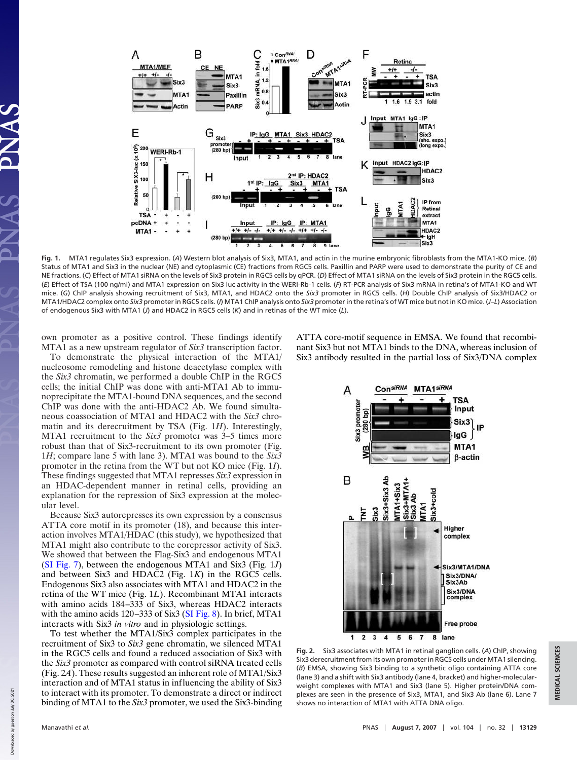**Fig. 1.** MTA1 regulates Six3 expression. (*A*) Western blot analysis of Six3, MTA1, and actin in the murine embryonic fibroblasts from the MTA1-KO mice. (*B*) Status of MTA1 and Six3 in the nuclear (NE) and cytoplasmic (CE) fractions from RGC5 cells. Paxillin and PARP were used to demonstrate the purity of CE and NE fractions. (*C*) Effect of MTA1 siRNA on the levels of Six3 protein in RGC5 cells by qPCR. (*D*) Effect of MTA1 siRNA on the levels of Six3 protein in the RGC5 cells. (*E*) Effect of TSA (100 ng/ml) and MTA1 expression on Six3 luc activity in the WERI-Rb-1 cells. (*F*) RT-PCR analysis of Six3 mRNA in retina's of MTA1-KO and WT mice. (*G*) ChIP analysis showing recruitment of Six3, MTA1, and HDAC2 onto the *Six3* promoter in RGC5 cells. (*H*) Double ChIP analysis of Six3/HDAC2 or MTA1/HDAC2 complex onto *Six3* promoter in RGC5 cells. (*I*) MTA1 ChIP analysis onto *Six3* promoter in the retina's of WT mice but not in KO mice. (*J*–*L*) Association of endogenous Six3 with MTA1 (*J*) and HDAC2 in RGC5 cells (*K*) and in retinas of the WT mice (*L*).

own promoter as a positive control. These findings identify MTA1 as a new upstream regulator of *Six3* transcription factor.

To demonstrate the physical interaction of the MTA1/nucleosome remodeling and histone deacetylase complex with the *Six3* chromatin, we performed a double ChIP in the RGC5 cells; the initial ChIP was done with anti-MTA1 Ab to immunoprecipitate the MTA1-bound DNA sequences, and the second ChIP was done with the anti-HDAC2 Ab. We found simultaneous coassociation of MTA1 and HDAC2 with the *Six3* chromatin and its derecruitment by TSA (Fig. 1*H*). Interestingly, MTA1 recruitment to the *Six3* promoter was 3–5 times more robust than that of Six3-recruitment to its own promoter (Fig. 1*H*; compare lane 5 with lane 3). MTA1 was bound to the *Six3* promoter in the retina from the WT but not KO mice (Fig. 1*I*). These findings suggested that MTA1 represses *Six3* expression in an HDAC-dependent manner in retinal cells, providing an explanation for the repression of Six3 expression at the molecular level.

Because Six3 autorepresses its own expression by a consensus ATTA core motif in its promoter (18), and because this interaction involves MTA1/HDAC (this study), we hypothesized that MTA1 might also contribute to the corepressor activity of Six3. We showed that between the Flag-Six3 and endogenous MTA1 (SI Fig. 7), between the endogenous MTA1 and Six3 (Fig. 1*J*) and between Six3 and HDAC2 (Fig. 1*K*) in the RGC5 cells. Endogenous Six3 also associates with MTA1 and HDAC2 in the retina of the WT mice (Fig. 1*L*). Recombinant MTA1 interacts with amino acids 184–333 of Six3, whereas HDAC2 interacts with the amino acids 120–333 of Six3 (SI Fig. 8). In brief, MTA1 interacts with Six3 *in vitro* and in physiologic settings.

To test whether the MTA1/Six3 complex participates in the recruitment of Six3 to *Six3* gene chromatin, we silenced MTA1 in the RGC5 cells and found a reduced association of Six3 with the *Six3* promoter as compared with control siRNA treated cells (Fig. 2*A*). These results suggested an inherent role of MTA1/Six3 interaction and of MTA1 status in influencing the ability of Six3 to interact with its promoter. To demonstrate a direct or indirect binding of MTA1 to the *Six3* promoter, we used the Six3-binding ATTA core-motif sequence in EMSA. We found that recombinant Six3 but not MTA1 binds to the DNA, whereas inclusion of Six3 antibody resulted in the partial loss of Six3/DNA complex

**Fig. 2.** Six3 associates with MTA1 in retinal ganglion cells. (*A*) ChIP, showing Six3 derecruitment from its own promoter in RGC5 cells under MTA1 silencing. (*B*) EMSA, showing Six3 binding to a synthetic oligo containing ATTA core (lane 3) and a shift with Six3 antibody (lane 4, bracket) and higher-molecular-weight complexes with MTA1 and Six3 (lane 5). Higher protein/DNA complexes are seen in the presence of Six3, MTA1, and Six3 Ab (lane 6). Lane 7 shows no interaction of MTA1 with ATTA DNA oligo.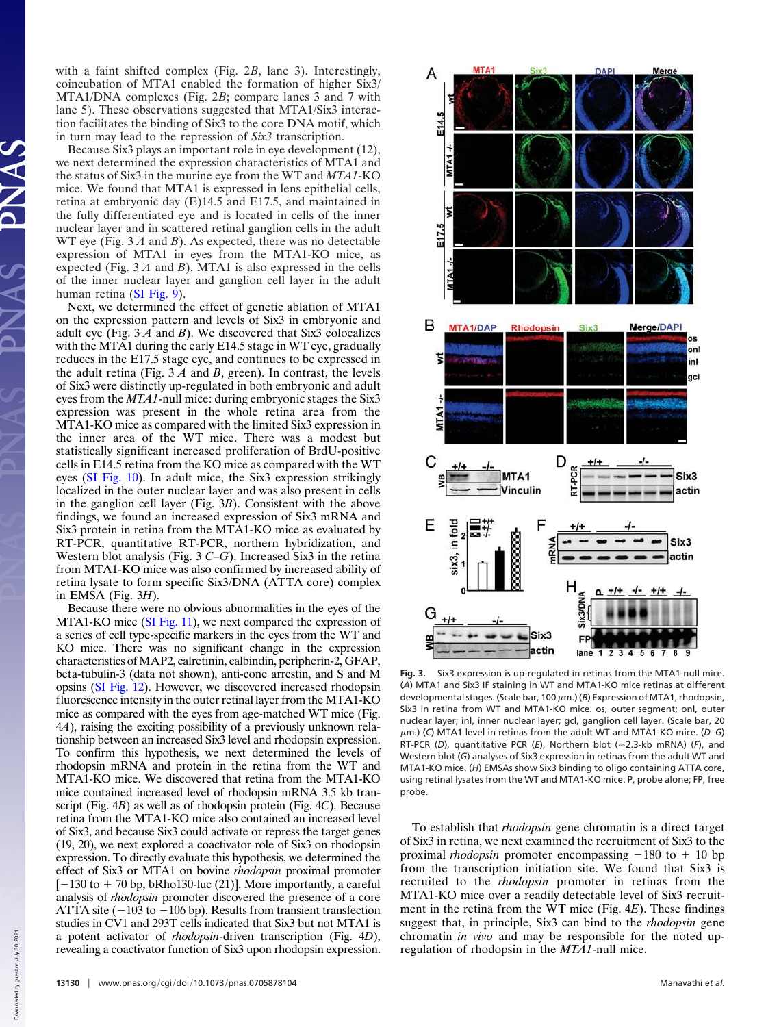with a faint shifted complex (Fig. 2*B*, lane 3). Interestingly, coincubation of MTA1 enabled the formation of higher Six3/MTA1/DNA complexes (Fig. 2*B*; compare lanes 3 and 7 with lane 5). These observations suggested that MTA1/Six3 interaction facilitates the binding of Six3 to the core DNA motif, which in turn may lead to the repression of *Six3* transcription.

Because Six3 plays an important role in eye development (12), we next determined the expression characteristics of MTA1 and the status of Six3 in the murine eye from the WT and *MTA1*-KO mice. We found that MTA1 is expressed in lens epithelial cells, retina at embryonic day (E)14.5 and E17.5, and maintained in the fully differentiated eye and is located in cells of the inner nuclear layer and in scattered retinal ganglion cells in the adult WT eye (Fig. 3 *A* and *B*). As expected, there was no detectable expression of MTA1 in eyes from the MTA1-KO mice, as expected (Fig. 3 *A* and *B*). MTA1 is also expressed in the cells of the inner nuclear layer and ganglion cell layer in the adult human retina (SI Fig. 9).

Next, we determined the effect of genetic ablation of MTA1 on the expression pattern and levels of Six3 in embryonic and adult eye (Fig. 3 *A* and *B*). We discovered that Six3 colocalizes with the MTA1 during the early E14.5 stage in WT eye, gradually reduces in the E17.5 stage eye, and continues to be expressed in the adult retina (Fig. 3 *A* and *B*, green). In contrast, the levels of Six3 were distinctly up-regulated in both embryonic and adult eyes from the *MTA1*-null mice: during embryonic stages the Six3 expression was present in the whole retina area from the MTA1-KO mice as compared with the limited Six3 expression in the inner area of the WT mice. There was a modest but statistically significant increased proliferation of BrdU-positive cells in E14.5 retina from the KO mice as compared with the WT eyes (SI Fig. 10). In adult mice, the Six3 expression strikingly localized in the outer nuclear layer and was also present in cells in the ganglion cell layer (Fig. 3*B*). Consistent with the above findings, we found an increased expression of Six3 mRNA and Six3 protein in retina from the MTA1-KO mice as evaluated by RT-PCR, quantitative RT-PCR, northern hybridization, and Western blot analysis (Fig. 3 *C*–*G*). Increased Six3 in the retina from MTA1-KO mice was also confirmed by increased ability of retina lysate to form specific Six3/DNA (ATTA core) complex in EMSA (Fig. 3*H*).

Because there were no obvious abnormalities in the eyes of the MTA1-KO mice (SI Fig. 11), we next compared the expression of a series of cell type-specific markers in the eyes from the WT and KO mice. There was no significant change in the expression characteristics of MAP2, calretinin, calbindin, peripherin-2, GFAP, beta-tubulin-3 (data not shown), anti-cone arrestin, and S and M opsins (SI Fig. 12). However, we discovered increased rhodopsin fluorescence intensity in the outer retinal layer from the MTA1-KO mice as compared with the eyes from age-matched WT mice (Fig. 4*A*), raising the exciting possibility of a previously unknown relationship between an increased Six3 level and rhodopsin expression. To confirm this hypothesis, we next determined the levels of rhodopsin mRNA and protein in the retina from the WT and MTA1-KO mice. We discovered that retina from the MTA1-KO mice contained increased level of rhodopsin mRNA 3.5 kb transcript (Fig. 4*B*) as well as of rhodopsin protein (Fig. 4*C*). Because retina from the MTA1-KO mice also contained an increased level of Six3, and because Six3 could activate or repress the target genes (19, 20), we next explored a coactivator role of Six3 on rhodopsin expression. To directly evaluate this hypothesis, we determined the effect of Six3 or MTA1 on bovine *rhodopsin* proximal promoter [−130 to + 70 bp, bRho130-luc (21)]. More importantly, a careful analysis of *rhodopsin* promoter discovered the presence of a core ATTA site (−103 to −106 bp). Results from transient transfection studies in CV1 and 293T cells indicated that Six3 but not MTA1 is a potent activator of *rhodopsin*-driven transcription (Fig. 4*D*), revealing a coactivator function of Six3 upon rhodopsin expression.

**Fig. 3.** Six3 expression is up-regulated in retinas from the MTA1-null mice. (*A*) MTA1 and Six3 IF staining in WT and MTA1-KO mice retinas at different developmental stages. (Scale bar, 100 μm.) (*B*) Expression of MTA1, rhodopsin, Six3 in retina from WT and MTA1-KO mice. os, outer segment; onl, outer nuclear layer; inl, inner nuclear layer; gcl, ganglion cell layer. (Scale bar, 20 μm.) (*C*) MTA1 level in retinas from the adult WT and MTA1-KO mice. (*D*–*G*) RT-PCR (*D*), quantitative PCR (*E*), Northern blot (≈2.3-kb mRNA) (*F*), and Western blot (*G*) analyses of Six3 expression in retinas from the adult WT and MTA1-KO mice. (*H*) EMSAs show Six3 binding to oligo containing ATTA core, using retinal lysates from the WT and MTA1-KO mice. P, probe alone; FP, free probe.

To establish that *rhodopsin* gene chromatin is a direct target of Six3 in retina, we next examined the recruitment of Six3 to the proximal *rhodopsin* promoter encompassing −180 to + 10 bp from the transcription initiation site. We found that Six3 is recruited to the *rhodopsin* promoter in retinas from the MTA1-KO mice over a readily detectable level of Six3 recruitment in the retina from the WT mice (Fig. 4*E*). These findings suggest that, in principle, Six3 can bind to the *rhodopsin* gene chromatin *in vivo* and may be responsible for the noted up-regulation of rhodopsin in the *MTA1*-null mice.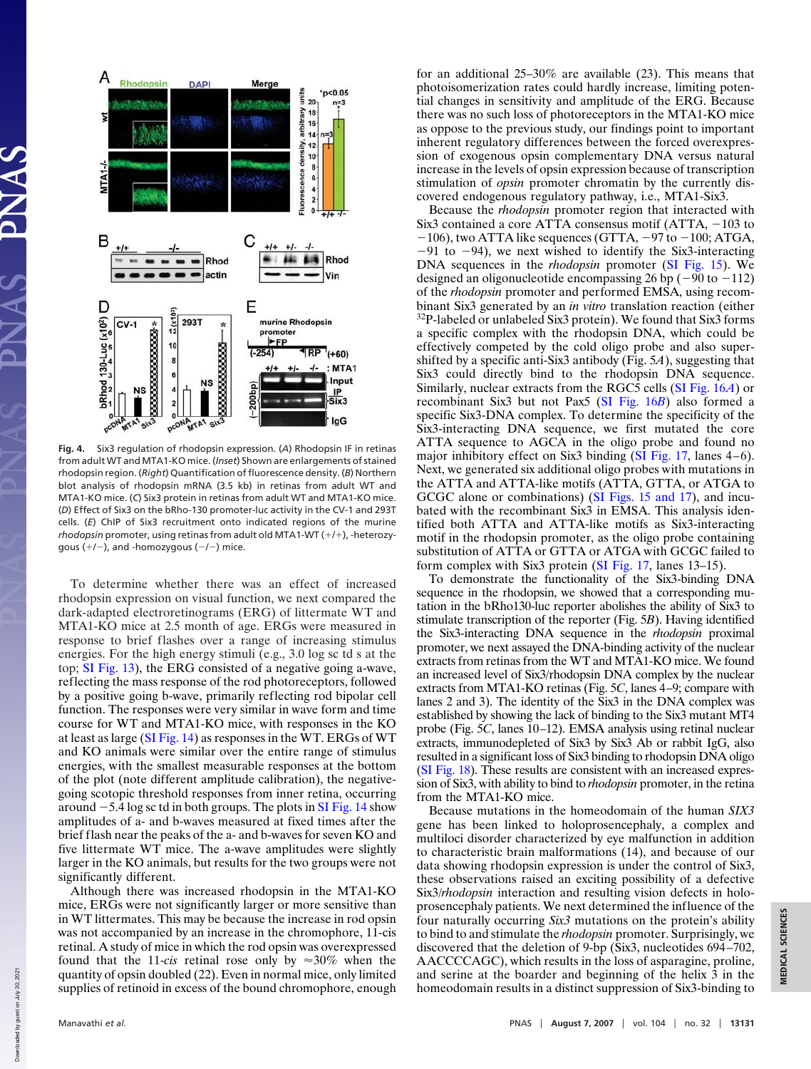**Fig. 4.** Six3 regulation of rhodopsin expression. (*A*) Rhodopsin IF in retinas from adult WT and MTA1-KO mice. (*Inset*) Shown are enlargements of stained rhodopsin region. (*Right*) Quantification of fluorescence density. (*B*) Northern blot analysis of rhodopsin mRNA (3.5 kb) in retinas from adult WT and MTA1-KO mice. (*C*) Six3 protein in retinas from adult WT and MTA1-KO mice. (*D*) Effect of Six3 on the bRho-130 promoter-luc activity in the CV-1 and 293T cells. (*E*) ChIP of Six3 recruitment onto indicated regions of the murine *rhodopsin* promoter, using retinas from adult old MTA1-WT (+/+), -heterozygous (+/−), and -homozygous (−/−) mice.

To determine whether there was an effect of increased rhodopsin expression on visual function, we next compared the dark-adapted electroretinograms (ERG) of littermate WT and MTA1-KO mice at 2.5 month of age. ERGs were measured in response to brief flashes over a range of increasing stimulus energies. For the high energy stimuli (e.g., 3.0 log sc td s at the top; SI Fig. 13), the ERG consisted of a negative going a-wave, reflecting the mass response of the rod photoreceptors, followed by a positive going b-wave, primarily reflecting rod bipolar cell function. The responses were very similar in wave form and time course for WT and MTA1-KO mice, with responses in the KO at least as large (SI Fig. 14) as responses in the WT. ERGs of WT and KO animals were similar over the entire range of stimulus energies, with the smallest measurable responses at the bottom of the plot (note different amplitude calibration), the negative-going scotopic threshold responses from inner retina, occurring around −5.4 log sc td in both groups. The plots in SI Fig. 14 show amplitudes of a- and b-waves measured at fixed times after the brief flash near the peaks of the a- and b-waves for seven KO and five littermate WT mice. The a-wave amplitudes were slightly larger in the KO animals, but results for the two groups were not significantly different.

Although there was increased rhodopsin in the MTA1-KO mice, ERGs were not significantly larger or more sensitive than in WT littermates. This may be because the increase in rod opsin was not accompanied by an increase in the chromophore, 11-*cis* retinal. A study of mice in which the rod opsin was overexpressed found that the 11-*cis* retinal rose only by ≈30% when the quantity of opsin doubled (22). Even in normal mice, only limited supplies of retinoid in excess of the bound chromophore, enough for an additional 25–30% are available (23). This means that photoisomerization rates could hardly increase, limiting potential changes in sensitivity and amplitude of the ERG. Because there was no such loss of photoreceptors in the MTA1-KO mice as oppose to the previous study, our findings point to important inherent regulatory differences between the forced overexpression of exogenous opsin complementary DNA versus natural increase in the levels of opsin expression because of transcription stimulation of *opsin* promoter chromatin by the currently discovered endogenous regulatory pathway, i.e., MTA1-Six3.

Because the *rhodopsin* promoter region that interacted with Six3 contained a core ATTA consensus motif (ATTA, −103 to −106), two ATTA like sequences (GTTA, −97 to −100; ATGA, −91 to −94), we next wished to identify the Six3-interacting DNA sequences in the *rhodopsin* promoter (SI Fig. 15). We designed an oligonucleotide encompassing 26 bp (−90 to −112) of the *rhodopsin* promoter and performed EMSA, using recombinant Six3 generated by an *in vitro* translation reaction (either $^{32}$P-labeled or unlabeled Six3 protein). We found that Six3 forms a specific complex with the rhodopsin DNA, which could be effectively competed by the cold oligo probe and also supershifted by a specific anti-Six3 antibody (Fig. 5*A*), suggesting that Six3 could directly bind to the rhodopsin DNA sequence. Similarly, nuclear extracts from the RGC5 cells (SI Fig. 16*A*) or recombinant Six3 but not Pax5 (SI Fig. 16*B*) also formed a specific Six3-DNA complex. To determine the specificity of the Six3-interacting DNA sequence, we first mutated the core ATTA sequence to AGCA in the oligo probe and found no major inhibitory effect on Six3 binding (SI Fig. 17, lanes 4–6). Next, we generated six additional oligo probes with mutations in the ATTA and ATTA-like motifs (ATTA, GTTA, or ATGA to GCGC alone or combinations) (SI Figs. 15 and 17), and incubated with the recombinant Six3 in EMSA. This analysis identified both ATTA and ATTA-like motifs as Six3-interacting motif in the rhodopsin promoter, as the oligo probe containing substitution of ATTA or GTTA or ATGA with GCGC failed to form complex with Six3 protein (SI Fig. 17, lanes 13–15).

To demonstrate the functionality of the Six3-binding DNA sequence in the rhodopsin, we showed that a corresponding mutation in the bRho130-luc reporter abolishes the ability of Six3 to stimulate transcription of the reporter (Fig. 5*B*). Having identified the Six3-interacting DNA sequence in the *rhodopsin* proximal promoter, we next assayed the DNA-binding activity of the nuclear extracts from retinas from the WT and MTA1-KO mice. We found an increased level of Six3/rhodopsin DNA complex by the nuclear extracts from MTA1-KO retinas (Fig. 5*C*, lanes 4–9; compare with lanes 2 and 3). The identity of the Six3 in the DNA complex was established by showing the lack of binding to the Six3 mutant MT4 probe (Fig. 5*C*, lanes 10–12). EMSA analysis using retinal nuclear extracts, immunodepleted of Six3 by Six3 Ab or rabbit IgG, also resulted in a significant loss of Six3 binding to rhodopsin DNA oligo (SI Fig. 18). These results are consistent with an increased expression of Six3, with ability to bind to *rhodopsin* promoter, in the retina from the MTA1-KO mice.

Because mutations in the homeodomain of the human *SIX3* gene has been linked to holoprosencephaly, a complex and multiloci disorder characterized by eye malfunction in addition to characteristic brain malformations (14), and because of our data showing rhodopsin expression is under the control of Six3, these observations raised an exciting possibility of a defective Six3/*rhodopsin* interaction and resulting vision defects in holoprosencephaly patients. We next determined the influence of the four naturally occurring *Six3* mutations on the protein's ability to bind to and stimulate the *rhodopsin* promoter. Surprisingly, we discovered that the deletion of 9-bp (Six3, nucleotides 694–702, AACCCCAGC), which results in the loss of asparagine, proline, and serine at the boarder and beginning of the helix 3 in the homeodomain results in a distinct suppression of Six3-binding to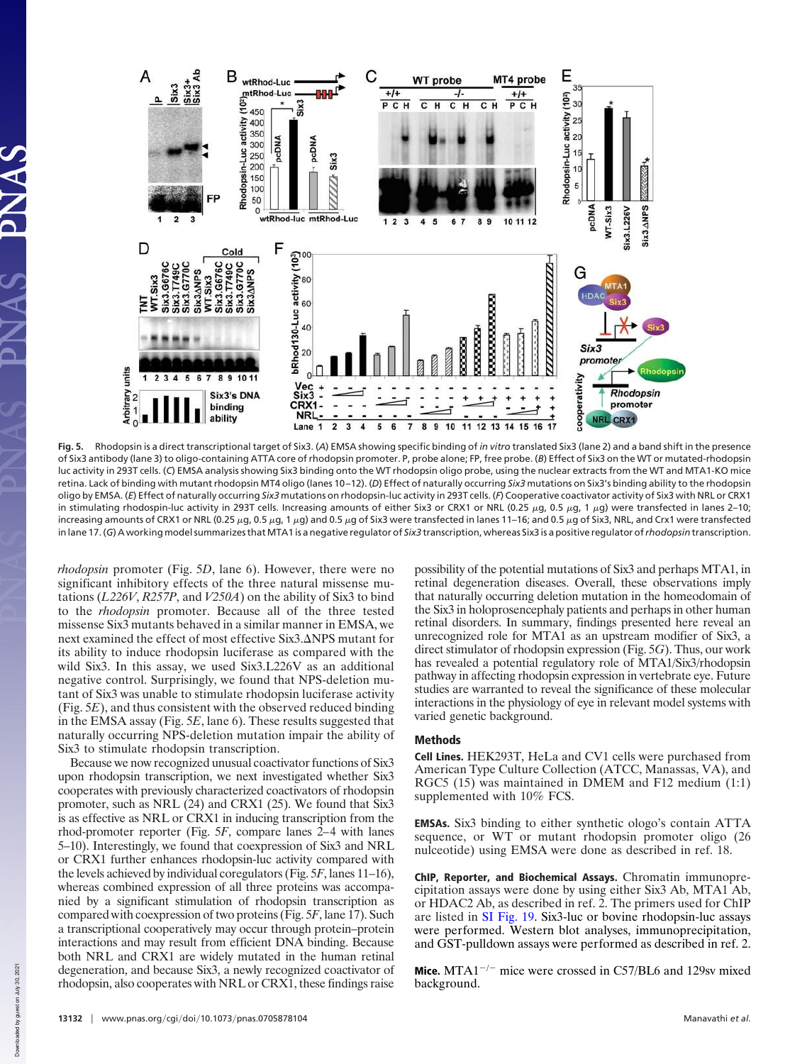Fig. 5. Rhodopsin is a direct transcriptional target of Six3. (A) EMSA showing specific binding of *in vitro* translated Six3 (lane 2) and a band shift in the presence of Six3 antibody (lane 3) to oligo-containing ATTA core of rhodopsin promoter. P, probe alone; FP, free probe. (B) Effect of Six3 on the WT or mutated-rhodopsin luc activity in 293T cells. (C) EMSA analysis showing Six3 binding onto the WT rhodopsin oligo probe, using the nuclear extracts from the WT and MTA1-KO mice retina. Lack of binding with mutant rhodopsin MT4 oligo (lanes 10–12). (D) Effect of naturally occurring *Six3* mutations on Six3's binding ability to the rhodopsin oligo by EMSA. (E) Effect of naturally occurring *Six3* mutations on rhodopsin-luc activity in 293T cells. (F) Cooperative coactivator activity of Six3 with NRL or CRX1 in stimulating rhodopsin-luc activity in 293T cells. Increasing amounts of either Six3 or CRX1 or NRL (0.25 μg, 0.5 μg, 1 μg) were transfected in lanes 2–10; increasing amounts of CRX1 or NRL (0.25 μg, 0.5 μg, 1 μg) and 0.5 μg of Six3 were transfected in lanes 11–16; and 0.5 μg of Six3, NRL, and Crx1 were transfected in lane 17. (G) A working model summarizes that MTA1 is a negative regulator of *Six3* transcription, whereas Six3 is a positive regulator of *rhodopsin* transcription.

*rhodopsin* promoter (Fig. 5D, lane 6). However, there were no significant inhibitory effects of the three natural missense mutations (*L226V*, *R257P*, and *V250A*) on the ability of Six3 to bind to the *rhodopsin* promoter. Because all of the three tested missense Six3 mutants behaved in a similar manner in EMSA, we next examined the effect of most effective Six3.ΔNPS mutant for its ability to induce rhodopsin luciferase as compared with the wild Six3. In this assay, we used Six3.L226V as an additional negative control. Surprisingly, we found that NPS-deletion mutant of Six3 was unable to stimulate rhodopsin luciferase activity (Fig. 5E), and thus consistent with the observed reduced binding in the EMSA assay (Fig. 5E, lane 6). These results suggested that naturally occurring NPS-deletion mutation impair the ability of Six3 to stimulate rhodopsin transcription.

Because we now recognized unusual coactivator functions of Six3 upon rhodopsin transcription, we next investigated whether Six3 cooperates with previously characterized coactivators of rhodopsin promoter, such as NRL (24) and CRX1 (25). We found that Six3 is as effective as NRL or CRX1 in inducing transcription from the rhod-promoter reporter (Fig. 5F, compare lanes 2–4 with lanes 5–10). Interestingly, we found that coexpression of Six3 and NRL or CRX1 further enhances rhodopsin-luc activity compared with the levels achieved by individual coregulators (Fig. 5F, lanes 11–16), whereas combined expression of all three proteins was accompanied by a significant stimulation of rhodopsin transcription as compared with coexpression of two proteins (Fig. 5F, lane 17). Such a transcriptional cooperatively may occur through protein–protein interactions and may result from efficient DNA binding. Because both NRL and CRX1 are widely mutated in the human retinal degeneration, and because Six3, a newly recognized coactivator of rhodopsin, also cooperates with NRL or CRX1, these findings raise possibility of the potential mutations of Six3 and perhaps MTA1, in retinal degeneration diseases. Overall, these observations imply that naturally occurring deletion mutation in the homeodomain of the Six3 in holoprosencephaly patients and perhaps in other human retinal disorders. In summary, findings presented here reveal an unrecognized role for MTA1 as an upstream modifier of Six3, a direct stimulator of rhodopsin expression (Fig. 5G). Thus, our work has revealed a potential regulatory role of MTA1/Six3/rhodopsin pathway in affecting rhodopsin expression in vertebrate eye. Future studies are warranted to reveal the significance of these molecular interactions in the physiology of eye in relevant model systems with varied genetic background.

## Methods

**Cell Lines.** HEK293T, HeLa and CV1 cells were purchased from American Type Culture Collection (ATCC, Manassas, VA), and RGC5 (15) was maintained in DMEM and F12 medium (1:1) supplemented with 10% FCS.

**EMSAs.** Six3 binding to either synthetic ologo's contain ATTA sequence, or WT or mutant rhodopsin promoter oligo (26 nulceotide) using EMSA were done as described in ref. 18.

**ChIP, Reporter, and Biochemical Assays.** Chromatin immunoprecipitation assays were done by using either Six3 Ab, MTA1 Ab, or HDAC2 Ab, as described in ref. 2. The primers used for ChIP are listed in SI Fig. 19. Six3-luc or bovine rhodopsin-luc assays were performed. Western blot analyses, immunoprecipitation, and GST-pulldown assays were performed as described in ref. 2.

**Mice.** $MTA1^{-/-}$ mice were crossed in C57/BL6 and 129sv mixed background.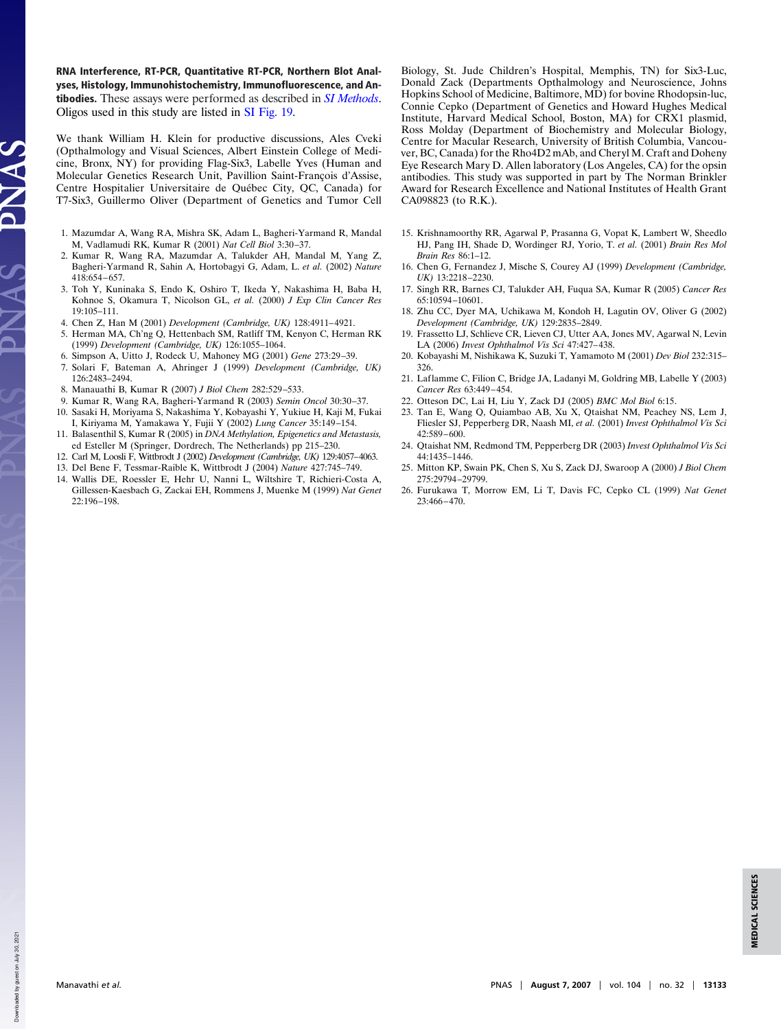**RNA Interference, RT-PCR, Quantitative RT-PCR, Northern Blot Analyses, Histology, Immunohistochemistry, Immunofluorescence, and Antibodies.** These assays were performed as described in *SI Methods*. Oligos used in this study are listed in SI Fig. 19.

We thank William H. Klein for productive discussions, Ales Cveki (Opthalmology and Visual Sciences, Albert Einstein College of Medicine, Bronx, NY) for providing Flag-Six3, Labelle Yves (Human and Molecular Genetics Research Unit, Pavillion Saint-François d'Assise, Centre Hospitalier Universitaire de Québec City, QC, Canada) for T7-Six3, Guillermo Oliver (Department of Genetics and Tumor Cell Biology, St. Jude Children's Hospital, Memphis, TN) for Six3-Luc, Donald Zack (Departments Opthalmology and Neuroscience, Johns Hopkins School of Medicine, Baltimore, MD) for bovine Rhodopsin-luc, Connie Cepko (Department of Genetics and Howard Hughes Medical Institute, Harvard Medical School, Boston, MA) for CRX1 plasmid, Ross Molday (Department of Biochemistry and Molecular Biology, Centre for Macular Research, University of British Columbia, Vancouver, BC, Canada) for the Rho4D2 mAb, and Cheryl M. Craft and Doheny Eye Research Mary D. Allen laboratory (Los Angeles, CA) for the opsin antibodies. This study was supported in part by The Norman Brinkler Award for Research Excellence and National Institutes of Health Grant CA098823 (to R.K.).

1. Mazumdar A, Wang RA, Mishra SK, Adam L, Bagheri-Yarmand R, Mandal M, Vadlamudi RK, Kumar R (2001) *Nat Cell Biol* 3:30–37.
2. Kumar R, Wang RA, Mazumdar A, Talukder AH, Mandal M, Yang Z, Bagheri-Yarmand R, Sahin A, Hortobagyi G, Adam, L. *et al.* (2002) *Nature* 418:654–657.
3. Toh Y, Kuninaka S, Endo K, Oshiro T, Ikeda Y, Nakashima H, Baba H, Kohnoe S, Okamura T, Nicolson GL, *et al.* (2000) *J Exp Clin Cancer Res* 19:105–111.
4. Chen Z, Han M (2001) *Development (Cambridge, UK)* 128:4911–4921.
5. Herman MA, Ch'ng Q, Hettenbach SM, Ratliff TM, Kenyon C, Herman RK (1999) *Development (Cambridge, UK)* 126:1055–1064.
6. Simpson A, Uitto J, Rodeck U, Mahoney MG (2001) *Gene* 273:29–39.
7. Solari F, Bateman A, Ahringer J (1999) *Development (Cambridge, UK)* 126:2483–2494.
8. Manauathi B, Kumar R (2007) *J Biol Chem* 282:529–533.
9. Kumar R, Wang RA, Bagheri-Yarmand R (2003) *Semin Oncol* 30:30–37.
10. Sasaki H, Moriyama S, Nakashima Y, Kobayashi Y, Yukiue H, Kaji M, Fukai I, Kiriyama M, Yamakawa Y, Fujii Y (2002) *Lung Cancer* 35:149–154.
11. Balasenthil S, Kumar R (2005) in *DNA Methylation, Epigenetics and Metastasis*, ed Esteller M (Springer, Dordrech, The Netherlands) pp 215–230.
12. Carl M, Loosli F, Wittbrodt J (2002) *Development (Cambridge, UK)* 129:4057–4063.
13. Del Bene F, Tessmar-Raible K, Wittbrodt J (2004) *Nature* 427:745–749.
14. Wallis DE, Roessler E, Hehr U, Nanni L, Wiltshire T, Richieri-Costa A, Gillessen-Kaesbach G, Zackai EH, Rommens J, Muenke M (1999) *Nat Genet* 22:196–198.
15. Krishnamoorthy RR, Agarwal P, Prasanna G, Vopat K, Lambert W, Sheedlo HJ, Pang IH, Shade D, Wordinger RJ, Yorio, T. *et al.* (2001) *Brain Res Mol Brain Res* 86:1–12.
16. Chen G, Fernandez J, Mische S, Courey AJ (1999) *Development (Cambridge, UK)* 13:2218–2230.
17. Singh RR, Barnes CJ, Talukder AH, Fuqua SA, Kumar R (2005) *Cancer Res* 65:10594–10601.
18. Zhu CC, Dyer MA, Uchikawa M, Kondoh H, Lagutin OV, Oliver G (2002) *Development (Cambridge, UK)* 129:2835–2849.
19. Frassetto LJ, Schlieve CR, Lieven CJ, Utter AA, Jones MV, Agarwal N, Levin LA (2006) *Invest Ophthalmol Vis Sci* 47:427–438.
20. Kobayashi M, Nishikawa K, Suzuki T, Yamamoto M (2001) *Dev Biol* 232:315–326.
21. Laflamme C, Filion C, Bridge JA, Ladanyi M, Goldring MB, Labelle Y (2003) *Cancer Res* 63:449–454.
22. Otteson DC, Lai H, Liu Y, Zack DJ (2005) *BMC Mol Biol* 6:15.
23. Tan E, Wang Q, Quiambao AB, Xu X, Qtaishat NM, Peachey NS, Lem J, Fliesler SJ, Pepperberg DR, Naash MI, *et al.* (2001) *Invest Ophthalmol Vis Sci* 42:589–600.
24. Qtaishat NM, Redmond TM, Pepperberg DR (2003) *Invest Ophthalmol Vis Sci* 44:1435–1446.
25. Mitton KP, Swain PK, Chen S, Xu S, Zack DJ, Swaroop A (2000) *J Biol Chem* 275:29794–29799.
26. Furukawa T, Morrow EM, Li T, Davis FC, Cepko CL (1999) *Nat Genet* 23:466–470.